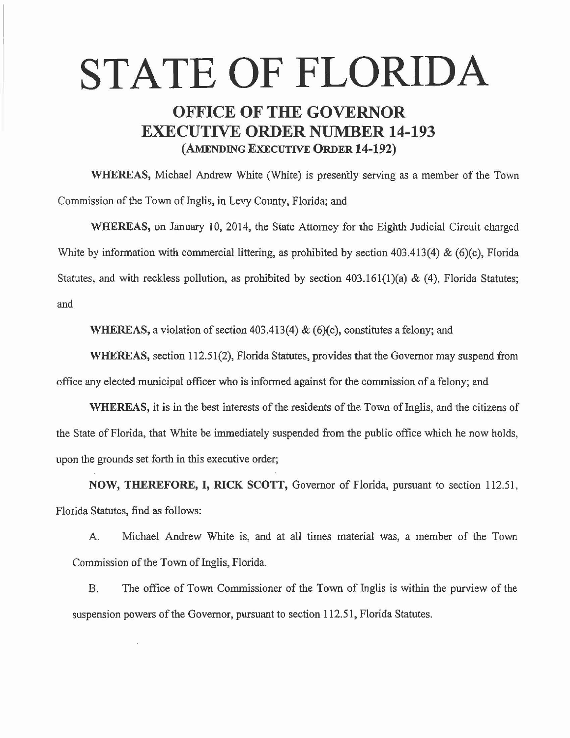# STATE OF FLORIDA

## OFFICE OF THE GOVERNOR
## EXECUTIVE ORDER NUMBER 14-193
### (AMENDING EXECUTIVE ORDER 14-192)

**WHEREAS,** Michael Andrew White (White) is presently serving as a member of the Town Commission of the Town of Inglis, in Levy County, Florida; and

**WHEREAS,** on January 10, 2014, the State Attorney for the Eighth Judicial Circuit charged White by information with commercial littering, as prohibited by section 403.413(4) & (6)(c), Florida Statutes, and with reckless pollution, as prohibited by section 403.161(1)(a) & (4), Florida Statutes; and

**WHEREAS,** a violation of section 403.413(4) & (6)(c), constitutes a felony; and

**WHEREAS,** section 112.51(2), Florida Statutes, provides that the Governor may suspend from office any elected municipal officer who is informed against for the commission of a felony; and

**WHEREAS,** it is in the best interests of the residents of the Town of Inglis, and the citizens of the State of Florida, that White be immediately suspended from the public office which he now holds, upon the grounds set forth in this executive order;

**NOW, THEREFORE, I, RICK SCOTT,** Governor of Florida, pursuant to section 112.51, Florida Statutes, find as follows:

A. Michael Andrew White is, and at all times material was, a member of the Town Commission of the Town of Inglis, Florida.

B. The office of Town Commissioner of the Town of Inglis is within the purview of the suspension powers of the Governor, pursuant to section 112.51, Florida Statutes.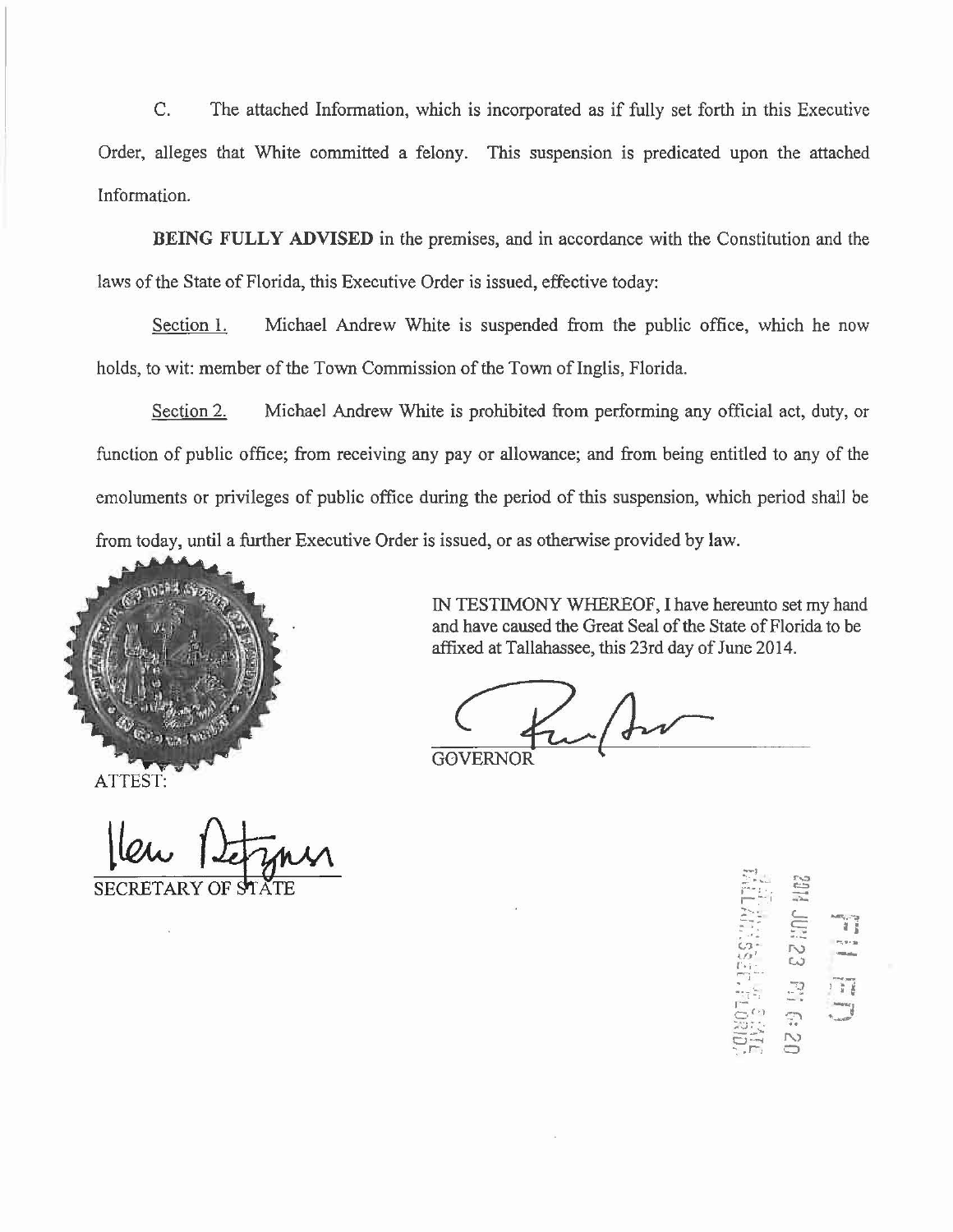C. The attached Information, which is incorporated as if fully set forth in this Executive Order, alleges that White committed a felony. This suspension is predicated upon the attached Information.

**BEING FULLY ADVISED** in the premises, and in accordance with the Constitution and the laws of the State of Florida, this Executive Order is issued, effective today:

Section 1. Michael Andrew White is suspended from the public office, which he now holds, to wit: member of the Town Commission of the Town of Inglis, Florida.

Section 2. Michael Andrew White is prohibited from performing any official act, duty, or function of public office; from receiving any pay or allowance; and from being entitled to any of the emoluments or privileges of public office during the period of this suspension, which period shall be from today, until a further Executive Order is issued, or as otherwise provided by law.

IN TESTIMONY WHEREOF, I have hereunto set my hand and have caused the Great Seal of the State of Florida to be affixed at Tallahassee, this 23rd day of June 2014.

GOVERNOR

ATTEST:

SECRETARY OF STATE

FILED

2014 JUN 23 PM 6:20

TALLAHASSEE, FLORIDA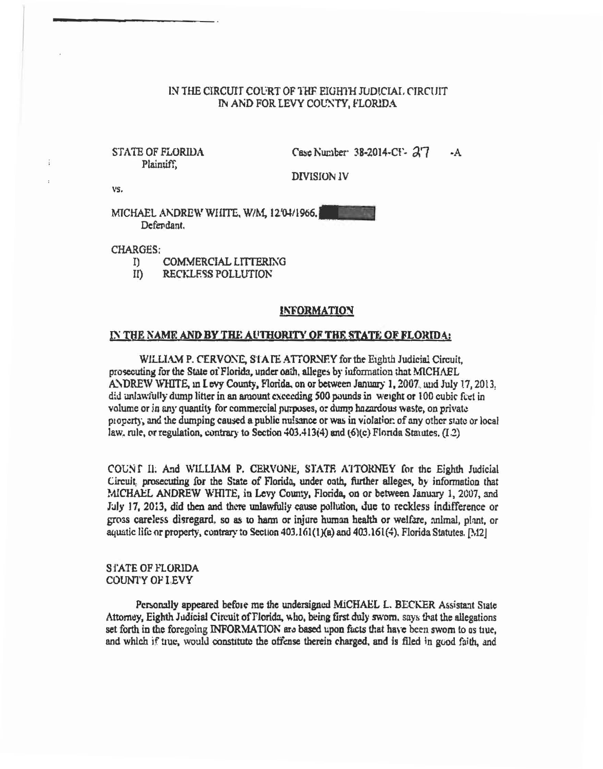IN THE CIRCUIT COURT OF THE EIGHTH JUDICIAL CIRCUIT
IN AND FOR LEVY COUNTY, FLORIDA

STATE OF FLORIDA
Plaintiff,

Case Number: 38-2014-CF- 37 -A

DIVISION IV

vs.

MICHAEL ANDREW WHITE, W/M, 12/04/1966,
Defendant.

CHARGES:

I) COMMERCIAL LITTERING
II) RECKLESS POLLUTION

## INFORMATION

### IN THE NAME AND BY THE AUTHORITY OF THE STATE OF FLORIDA:

WILLIAM P. CERVONE, STATE ATTORNEY for the Eighth Judicial Circuit, prosecuting for the State of Florida, under oath, alleges by information that MICHAEL ANDREW WHITE, in Levy County, Florida, on or between January 1, 2007, and July 17, 2013, did unlawfully dump litter in an amount exceeding 500 pounds in weight or 100 cubic feet in volume or in any quantity for commercial purposes, or dump hazardous waste, on private property, and the dumping caused a public nuisance or was in violation of any other state or local law, rule, or regulation, contrary to Section 403.413(4) and (6)(c) Florida Statutes. (F2)

COUNT II: And WILLIAM P. CERVONE, STATE ATTORNEY for the Eighth Judicial Circuit, prosecuting for the State of Florida, under oath, further alleges, by information that MICHAEL ANDREW WHITE, in Levy County, Florida, on or between January 1, 2007, and July 17, 2013, did then and there unlawfully cause pollution, due to reckless indifference or gross careless disregard, so as to harm or injure human health or welfare, animal, plant, or aquatic life or property, contrary to Section 403.161(1)(a) and 403.161(4), Florida Statutes. [M2]

STATE OF FLORIDA
COUNTY OF LEVY

Personally appeared before me the undersigned MICHAEL L. BECKER Assistant State Attorney, Eighth Judicial Circuit of Florida, who, being first duly sworn, says that the allegations set forth in the foregoing INFORMATION are based upon facts that have been sworn to as true, and which if true, would constitute the offense therein charged, and is filed in good faith, and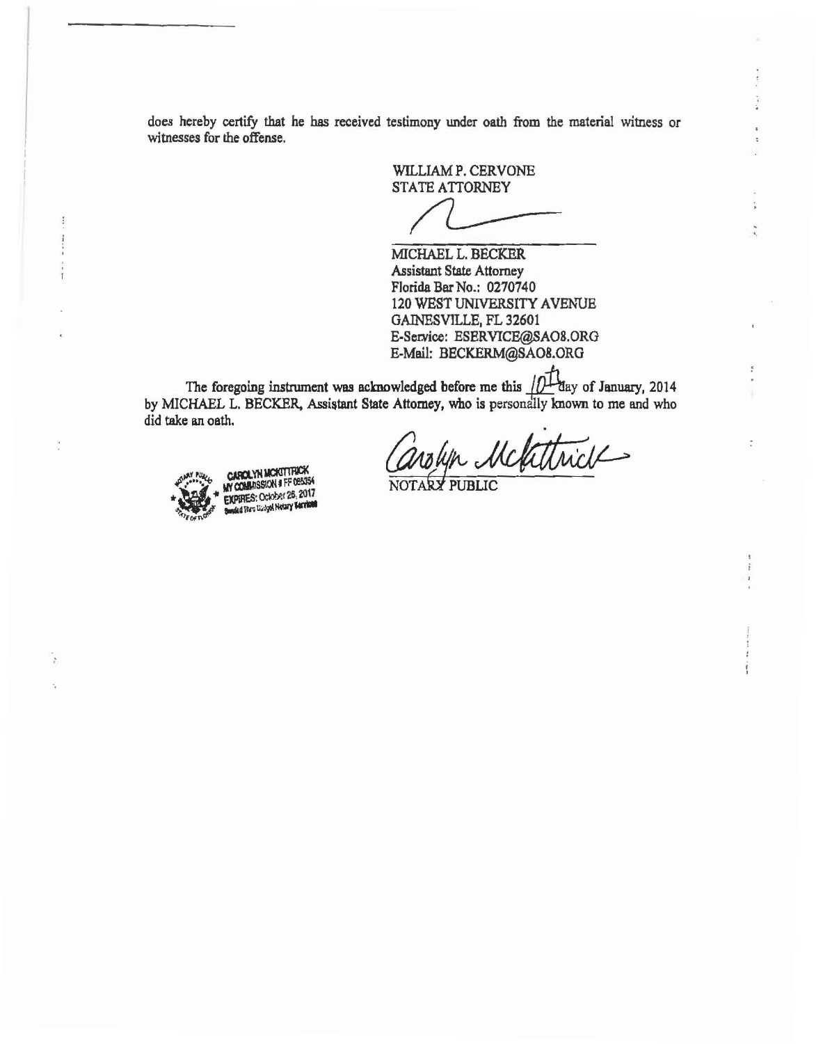does hereby certify that he has received testimony under oath from the material witness or witnesses for the offense.

WILLIAM P. CERVONE
STATE ATTORNEY

MICHAEL L. BECKER
Assistant State Attorney
Florida Bar No.: 0270740
120 WEST UNIVERSITY AVENUE
GAINESVILLE, FL 32601
E-Service: ESERVICE@SAO8.ORG
E-Mail: BECKERM@SAO8.ORG

The foregoing instrument was acknowledged before me this 10th day of January, 2014 by MICHAEL L. BECKER, Assistant State Attorney, who is personally known to me and who did take an oath.

CAROLYN MCKITTRICK
MY COMMISSION # FF 085354
EXPIRES: October 26, 2017
Bonded Thru Budget Notary Services

Carolyn McKittrick
NOTARY PUBLIC